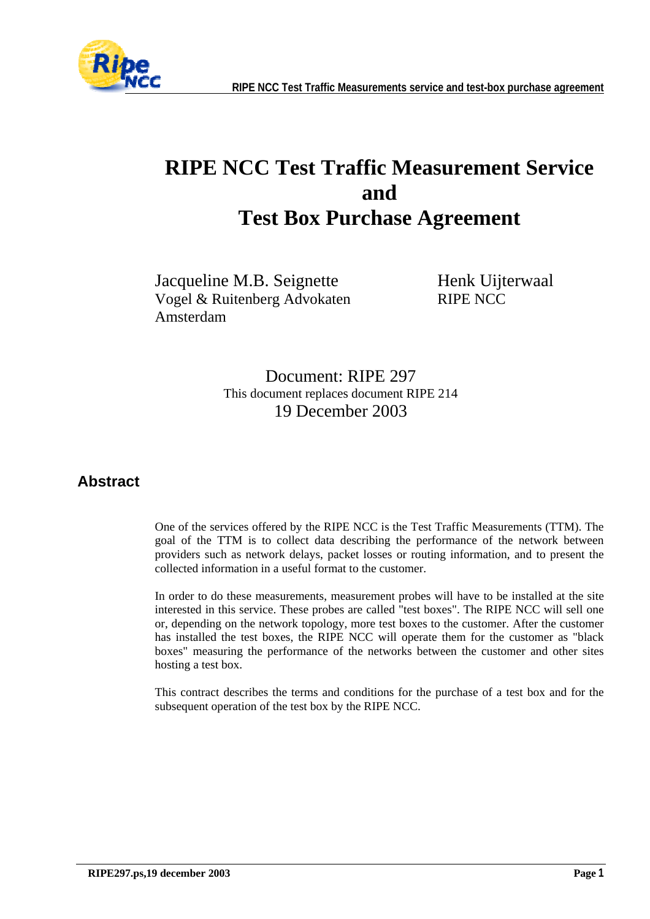# RIPE NCC Test Traffic Measurement Service and Test Box Purchase Agreement

Jacqueline M.B. Seignette
Vogel & Ruitenberg Advokaten
Amsterdam

Henk Uijterwaal
RIPE NCC

Document: RIPE 297
This document replaces document RIPE 214
19 December 2003

## Abstract

One of the services offered by the RIPE NCC is the Test Traffic Measurements (TTM). The goal of the TTM is to collect data describing the performance of the network between providers such as network delays, packet losses or routing information, and to present the collected information in a useful format to the customer.

In order to do these measurements, measurement probes will have to be installed at the site interested in this service. These probes are called "test boxes". The RIPE NCC will sell one or, depending on the network topology, more test boxes to the customer. After the customer has installed the test boxes, the RIPE NCC will operate them for the customer as "black boxes" measuring the performance of the networks between the customer and other sites hosting a test box.

This contract describes the terms and conditions for the purchase of a test box and for the subsequent operation of the test box by the RIPE NCC.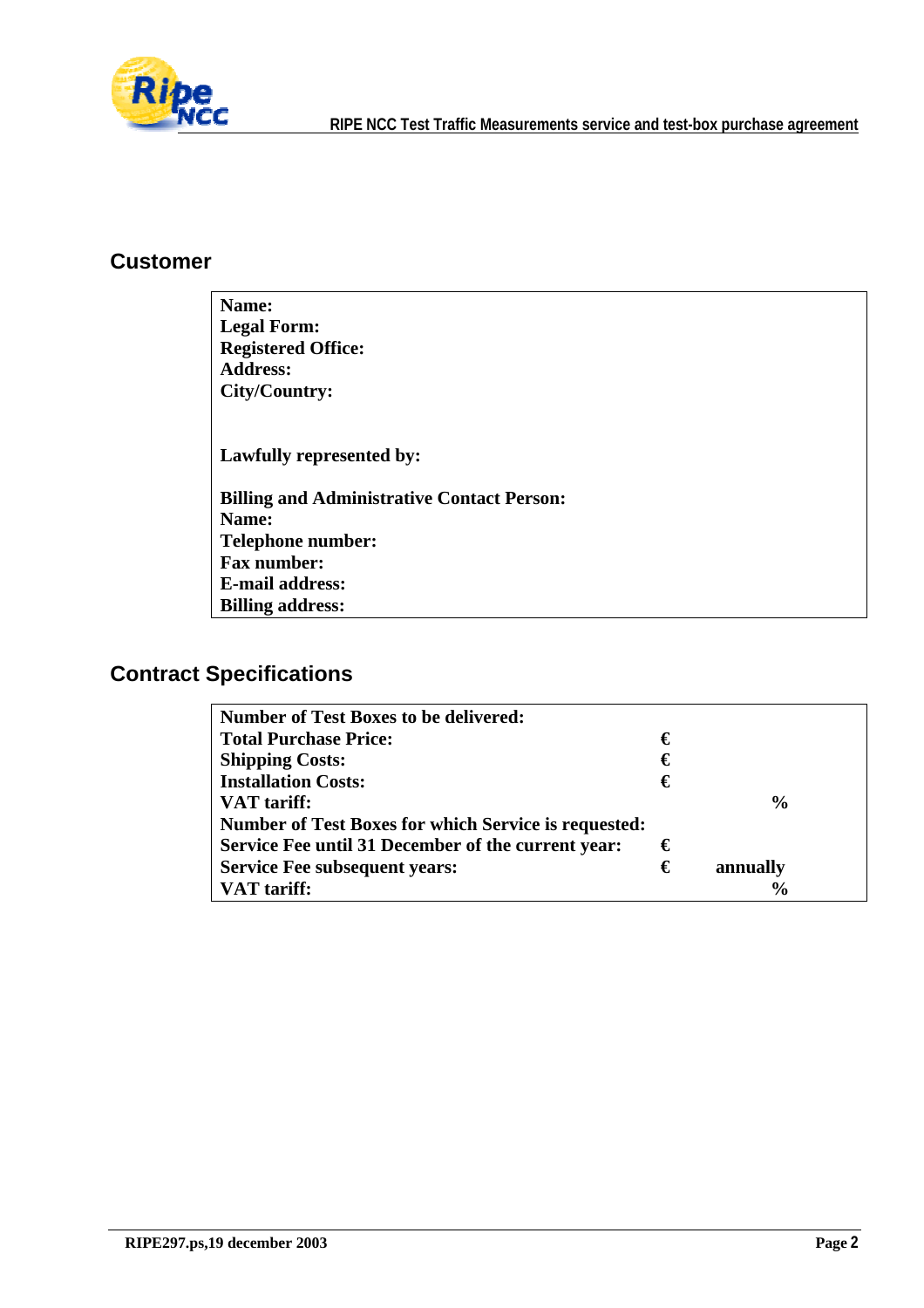## Customer

| |
|---|
| **Name:** |
| **Legal Form:** |
| **Registered Office:** |
| **Address:** |
| **City/Country:** |
| |
| **Lawfully represented by:** |
| |
| **Billing and Administrative Contact Person:** |
| **Name:** |
| **Telephone number:** |
| **Fax number:** |
| **E-mail address:** |
| **Billing address:** |

## Contract Specifications

| | | |
|---|---|---|
| **Number of Test Boxes to be delivered:** | | |
| **Total Purchase Price:** | **€** | |
| **Shipping Costs:** | **€** | |
| **Installation Costs:** | **€** | |
| **VAT tariff:** | | **%** |
| **Number of Test Boxes for which Service is requested:** | | |
| **Service Fee until 31 December of the current year:** | **€** | |
| **Service Fee subsequent years:** | **€** | **annually** |
| **VAT tariff:** | | **%** |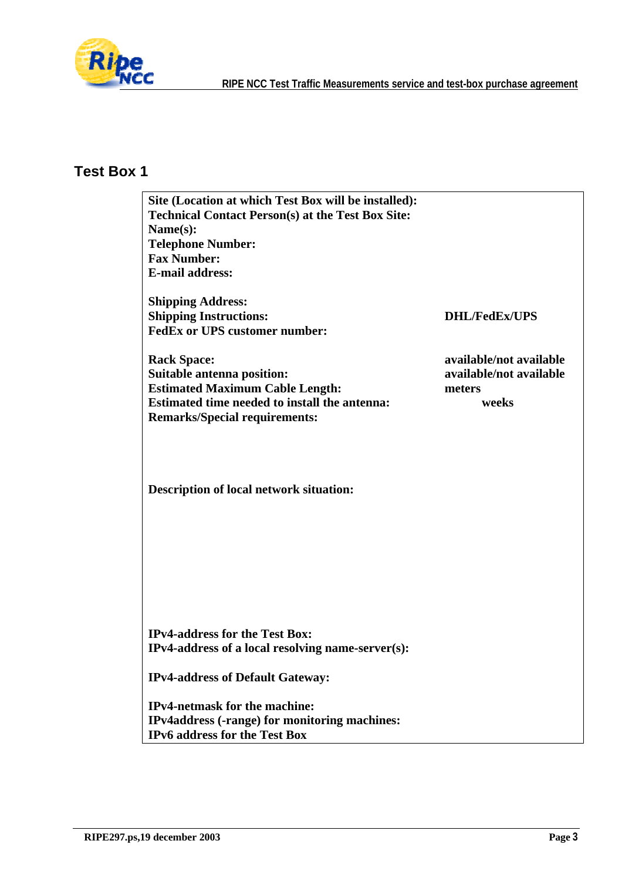## Test Box 1

| | |
|---|---|
| **Site (Location at which Test Box will be installed):** | |
| **Technical Contact Person(s) at the Test Box Site:** | |
| **Name(s):** | |
| **Telephone Number:** | |
| **Fax Number:** | |
| **E-mail address:** | |
| | |
| **Shipping Address:** | |
| **Shipping Instructions:** | **DHL/FedEx/UPS** |
| **FedEx or UPS customer number:** | |
| | |
| **Rack Space:** | **available/not available** |
| **Suitable antenna position:** | **available/not available** |
| **Estimated Maximum Cable Length:** | **meters** |
| **Estimated time needed to install the antenna:** | **weeks** |
| **Remarks/Special requirements:** | |
| | |
| **Description of local network situation:** | |
| | |
| **IPv4-address for the Test Box:** | |
| **IPv4-address of a local resolving name-server(s):** | |
| | |
| **IPv4-address of Default Gateway:** | |
| | |
| **IPv4-netmask for the machine:** | |
| **IPv4address (-range) for monitoring machines:** | |
| **IPv6 address for the Test Box** | |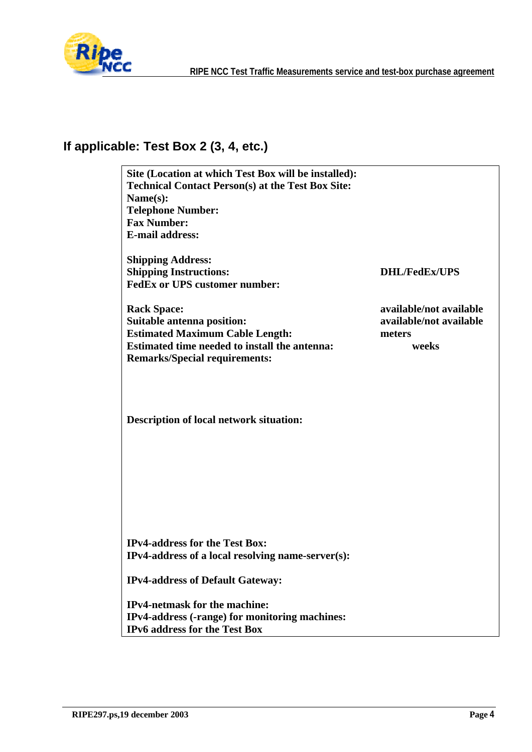## If applicable: Test Box 2 (3, 4, etc.)

| | |
|---|---|
| **Site (Location at which Test Box will be installed):** | |
| **Technical Contact Person(s) at the Test Box Site:** | |
| **Name(s):** | |
| **Telephone Number:** | |
| **Fax Number:** | |
| **E-mail address:** | |
| | |
| **Shipping Address:** | |
| **Shipping Instructions:** | **DHL/FedEx/UPS** |
| **FedEx or UPS customer number:** | |
| | |
| **Rack Space:** | **available/not available** |
| **Suitable antenna position:** | **available/not available** |
| **Estimated Maximum Cable Length:** | **meters** |
| **Estimated time needed to install the antenna:** | **weeks** |
| **Remarks/Special requirements:** | |
| | |
| **Description of local network situation:** | |
| | |
| **IPv4-address for the Test Box:** | |
| **IPv4-address of a local resolving name-server(s):** | |
| | |
| **IPv4-address of Default Gateway:** | |
| | |
| **IPv4-netmask for the machine:** | |
| **IPv4-address (-range) for monitoring machines:** | |
| **IPv6 address for the Test Box** | |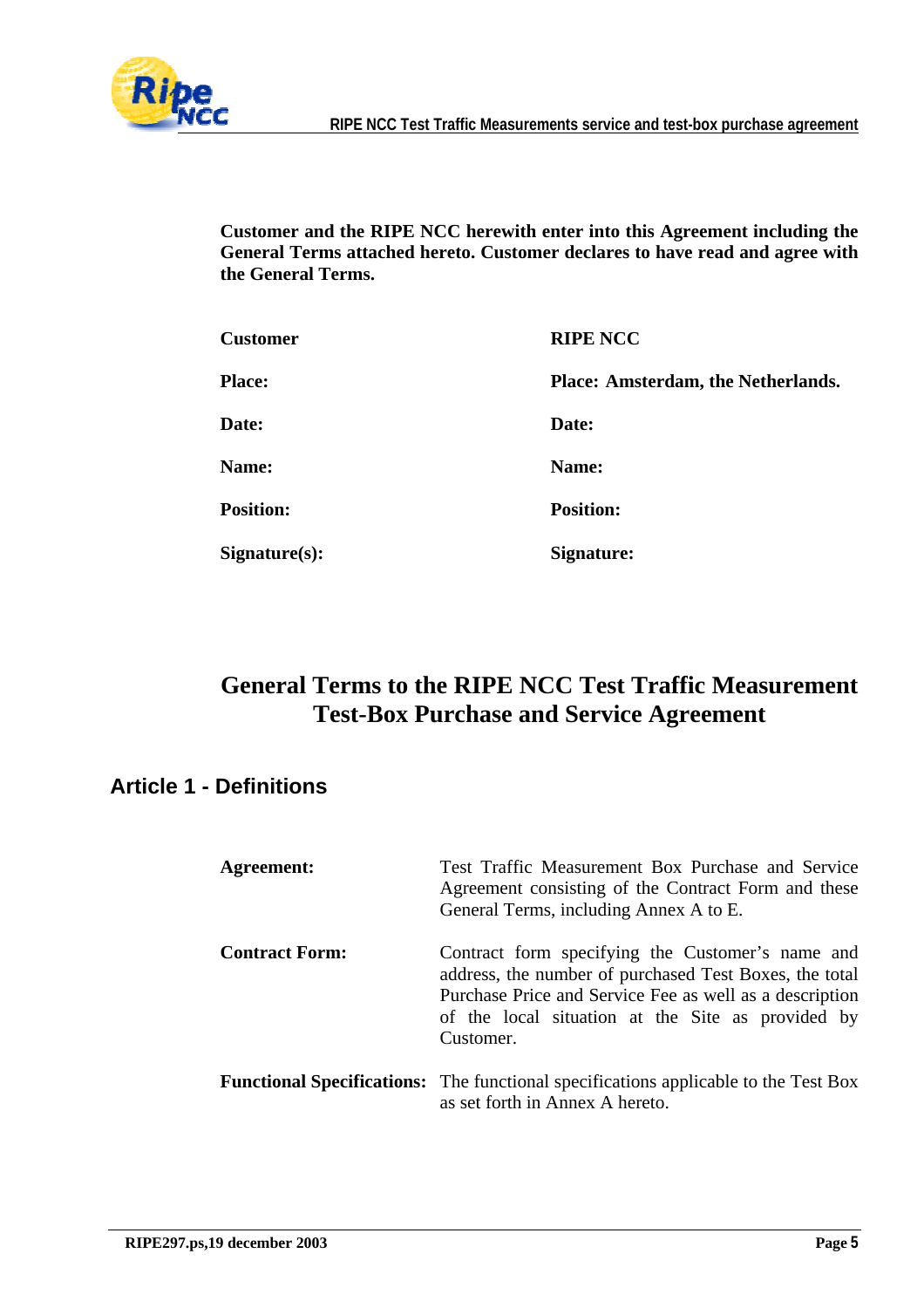**Customer and the RIPE NCC herewith enter into this Agreement including the General Terms attached hereto. Customer declares to have read and agree with the General Terms.**

| **Customer** | **RIPE NCC** |
|---|---|
| **Place:** | **Place: Amsterdam, the Netherlands.** |
| **Date:** | **Date:** |
| **Name:** | **Name:** |
| **Position:** | **Position:** |
| **Signature(s):** | **Signature:** |

# General Terms to the RIPE NCC Test Traffic Measurement Test-Box Purchase and Service Agreement

## Article 1 - Definitions

| | |
|---|---|
| **Agreement:** | Test Traffic Measurement Box Purchase and Service Agreement consisting of the Contract Form and these General Terms, including Annex A to E. |
| **Contract Form:** | Contract form specifying the Customer's name and address, the number of purchased Test Boxes, the total Purchase Price and Service Fee as well as a description of the local situation at the Site as provided by Customer. |
| **Functional Specifications:** | The functional specifications applicable to the Test Box as set forth in Annex A hereto. |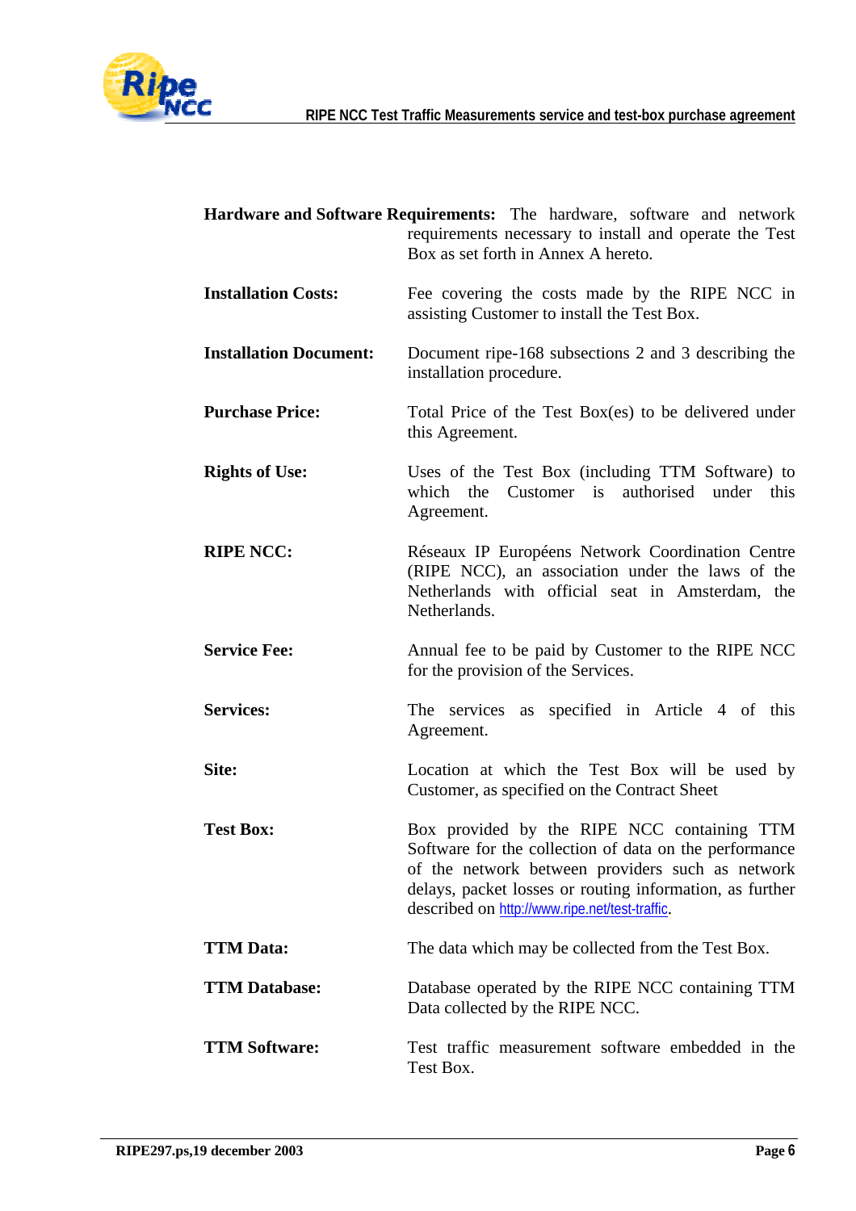**Hardware and Software Requirements:** The hardware, software and network requirements necessary to install and operate the Test Box as set forth in Annex A hereto.

**Installation Costs:** Fee covering the costs made by the RIPE NCC in assisting Customer to install the Test Box.

**Installation Document:** Document ripe-168 subsections 2 and 3 describing the installation procedure.

**Purchase Price:** Total Price of the Test Box(es) to be delivered under this Agreement.

**Rights of Use:** Uses of the Test Box (including TTM Software) to which the Customer is authorised under this Agreement.

**RIPE NCC:** Réseaux IP Européens Network Coordination Centre (RIPE NCC), an association under the laws of the Netherlands with official seat in Amsterdam, the Netherlands.

**Service Fee:** Annual fee to be paid by Customer to the RIPE NCC for the provision of the Services.

**Services:** The services as specified in Article 4 of this Agreement.

**Site:** Location at which the Test Box will be used by Customer, as specified on the Contract Sheet

**Test Box:** Box provided by the RIPE NCC containing TTM Software for the collection of data on the performance of the network between providers such as network delays, packet losses or routing information, as further described on http://www.ripe.net/test-traffic.

**TTM Data:** The data which may be collected from the Test Box.

**TTM Database:** Database operated by the RIPE NCC containing TTM Data collected by the RIPE NCC.

**TTM Software:** Test traffic measurement software embedded in the Test Box.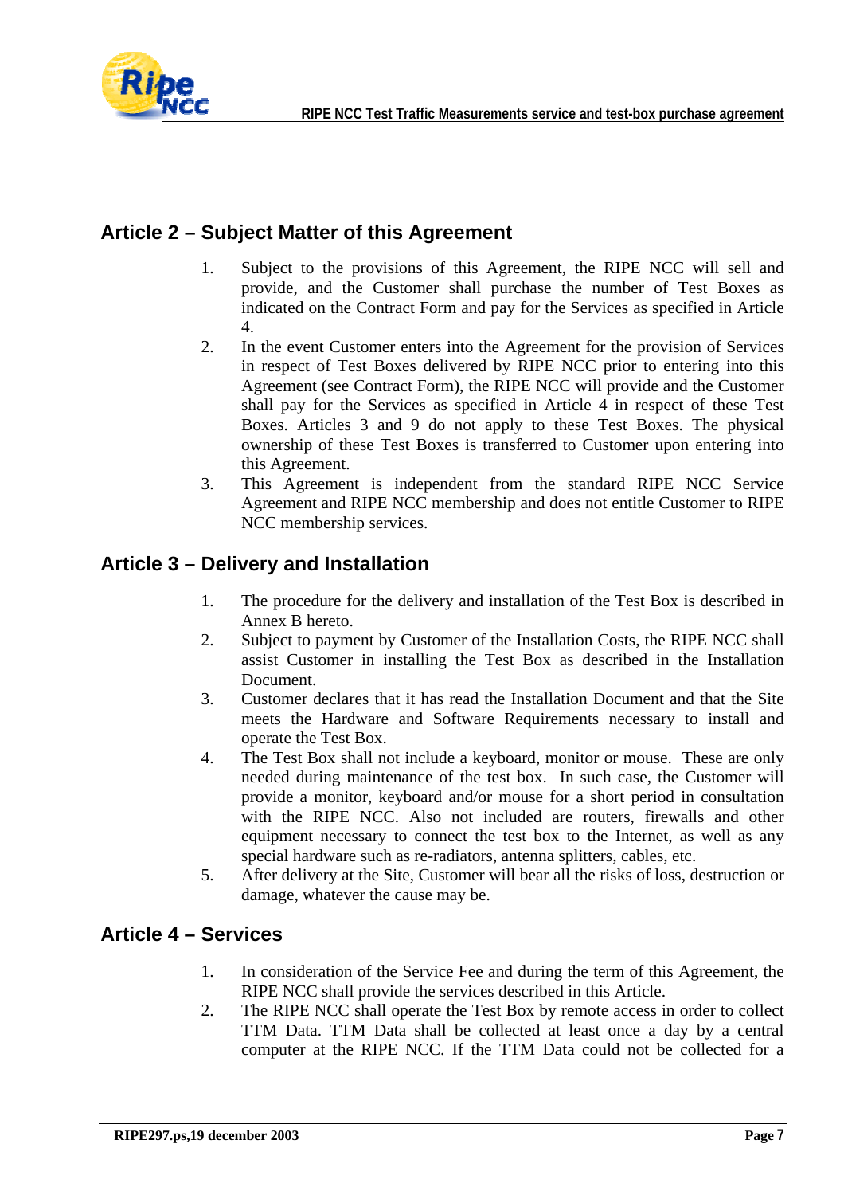## Article 2 – Subject Matter of this Agreement

1. Subject to the provisions of this Agreement, the RIPE NCC will sell and provide, and the Customer shall purchase the number of Test Boxes as indicated on the Contract Form and pay for the Services as specified in Article 4.
2. In the event Customer enters into the Agreement for the provision of Services in respect of Test Boxes delivered by RIPE NCC prior to entering into this Agreement (see Contract Form), the RIPE NCC will provide and the Customer shall pay for the Services as specified in Article 4 in respect of these Test Boxes. Articles 3 and 9 do not apply to these Test Boxes. The physical ownership of these Test Boxes is transferred to Customer upon entering into this Agreement.
3. This Agreement is independent from the standard RIPE NCC Service Agreement and RIPE NCC membership and does not entitle Customer to RIPE NCC membership services.

## Article 3 – Delivery and Installation

1. The procedure for the delivery and installation of the Test Box is described in Annex B hereto.
2. Subject to payment by Customer of the Installation Costs, the RIPE NCC shall assist Customer in installing the Test Box as described in the Installation Document.
3. Customer declares that it has read the Installation Document and that the Site meets the Hardware and Software Requirements necessary to install and operate the Test Box.
4. The Test Box shall not include a keyboard, monitor or mouse. These are only needed during maintenance of the test box. In such case, the Customer will provide a monitor, keyboard and/or mouse for a short period in consultation with the RIPE NCC. Also not included are routers, firewalls and other equipment necessary to connect the test box to the Internet, as well as any special hardware such as re-radiators, antenna splitters, cables, etc.
5. After delivery at the Site, Customer will bear all the risks of loss, destruction or damage, whatever the cause may be.

## Article 4 – Services

1. In consideration of the Service Fee and during the term of this Agreement, the RIPE NCC shall provide the services described in this Article.
2. The RIPE NCC shall operate the Test Box by remote access in order to collect TTM Data. TTM Data shall be collected at least once a day by a central computer at the RIPE NCC. If the TTM Data could not be collected for a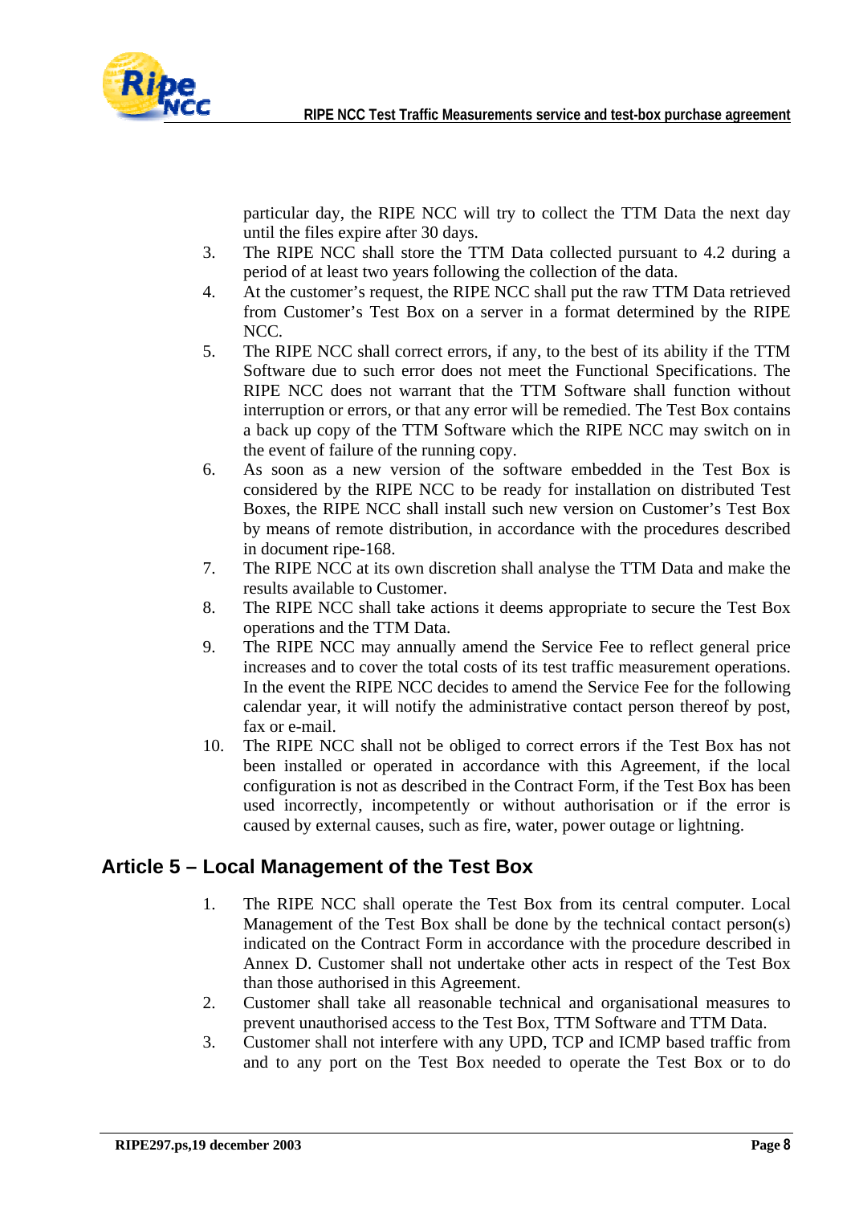particular day, the RIPE NCC will try to collect the TTM Data the next day until the files expire after 30 days.

3. The RIPE NCC shall store the TTM Data collected pursuant to 4.2 during a period of at least two years following the collection of the data.
4. At the customer's request, the RIPE NCC shall put the raw TTM Data retrieved from Customer's Test Box on a server in a format determined by the RIPE NCC.
5. The RIPE NCC shall correct errors, if any, to the best of its ability if the TTM Software due to such error does not meet the Functional Specifications. The RIPE NCC does not warrant that the TTM Software shall function without interruption or errors, or that any error will be remedied. The Test Box contains a back up copy of the TTM Software which the RIPE NCC may switch on in the event of failure of the running copy.
6. As soon as a new version of the software embedded in the Test Box is considered by the RIPE NCC to be ready for installation on distributed Test Boxes, the RIPE NCC shall install such new version on Customer's Test Box by means of remote distribution, in accordance with the procedures described in document ripe-168.
7. The RIPE NCC at its own discretion shall analyse the TTM Data and make the results available to Customer.
8. The RIPE NCC shall take actions it deems appropriate to secure the Test Box operations and the TTM Data.
9. The RIPE NCC may annually amend the Service Fee to reflect general price increases and to cover the total costs of its test traffic measurement operations. In the event the RIPE NCC decides to amend the Service Fee for the following calendar year, it will notify the administrative contact person thereof by post, fax or e-mail.
10. The RIPE NCC shall not be obliged to correct errors if the Test Box has not been installed or operated in accordance with this Agreement, if the local configuration is not as described in the Contract Form, if the Test Box has been used incorrectly, incompetently or without authorisation or if the error is caused by external causes, such as fire, water, power outage or lightning.

## Article 5 – Local Management of the Test Box

1. The RIPE NCC shall operate the Test Box from its central computer. Local Management of the Test Box shall be done by the technical contact person(s) indicated on the Contract Form in accordance with the procedure described in Annex D. Customer shall not undertake other acts in respect of the Test Box than those authorised in this Agreement.
2. Customer shall take all reasonable technical and organisational measures to prevent unauthorised access to the Test Box, TTM Software and TTM Data.
3. Customer shall not interfere with any UPD, TCP and ICMP based traffic from and to any port on the Test Box needed to operate the Test Box or to do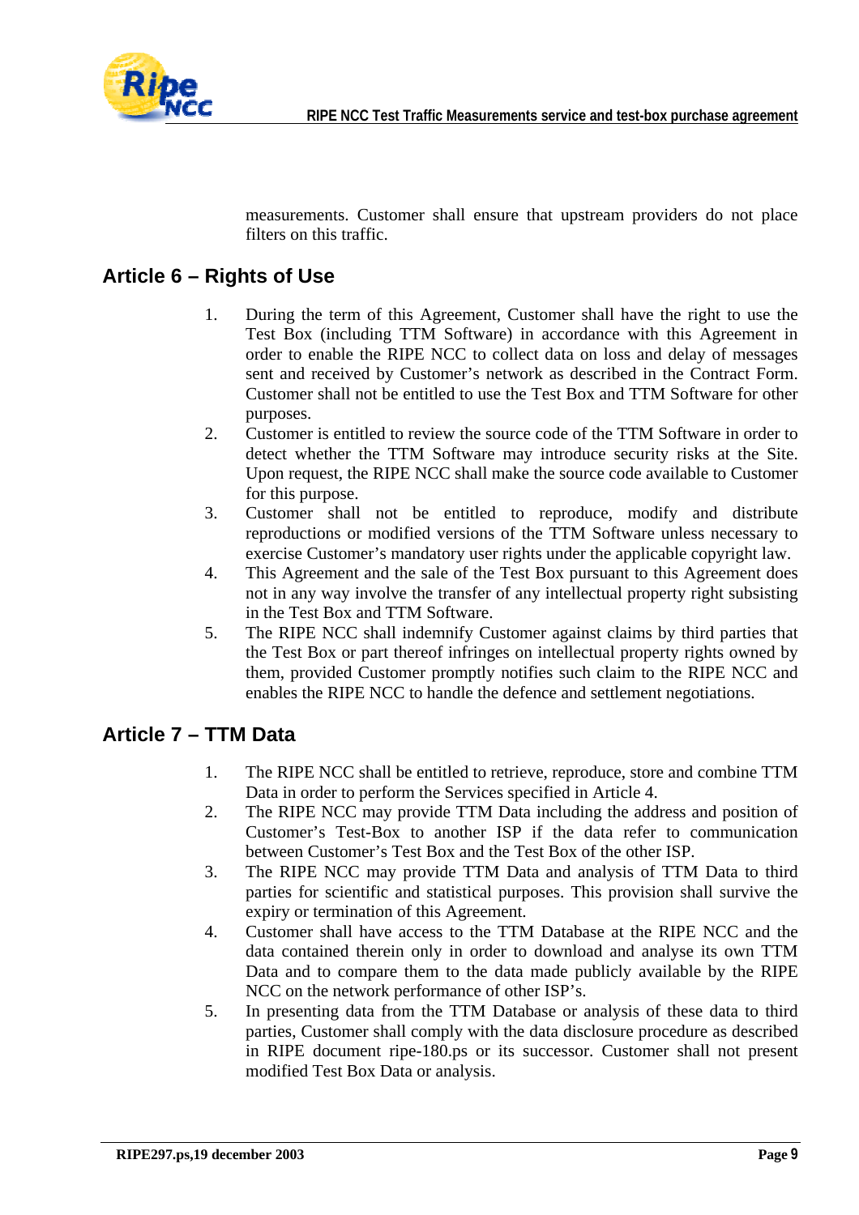measurements. Customer shall ensure that upstream providers do not place filters on this traffic.

## Article 6 – Rights of Use

1. During the term of this Agreement, Customer shall have the right to use the Test Box (including TTM Software) in accordance with this Agreement in order to enable the RIPE NCC to collect data on loss and delay of messages sent and received by Customer's network as described in the Contract Form. Customer shall not be entitled to use the Test Box and TTM Software for other purposes.
2. Customer is entitled to review the source code of the TTM Software in order to detect whether the TTM Software may introduce security risks at the Site. Upon request, the RIPE NCC shall make the source code available to Customer for this purpose.
3. Customer shall not be entitled to reproduce, modify and distribute reproductions or modified versions of the TTM Software unless necessary to exercise Customer's mandatory user rights under the applicable copyright law.
4. This Agreement and the sale of the Test Box pursuant to this Agreement does not in any way involve the transfer of any intellectual property right subsisting in the Test Box and TTM Software.
5. The RIPE NCC shall indemnify Customer against claims by third parties that the Test Box or part thereof infringes on intellectual property rights owned by them, provided Customer promptly notifies such claim to the RIPE NCC and enables the RIPE NCC to handle the defence and settlement negotiations.

## Article 7 – TTM Data

1. The RIPE NCC shall be entitled to retrieve, reproduce, store and combine TTM Data in order to perform the Services specified in Article 4.
2. The RIPE NCC may provide TTM Data including the address and position of Customer's Test-Box to another ISP if the data refer to communication between Customer's Test Box and the Test Box of the other ISP.
3. The RIPE NCC may provide TTM Data and analysis of TTM Data to third parties for scientific and statistical purposes. This provision shall survive the expiry or termination of this Agreement.
4. Customer shall have access to the TTM Database at the RIPE NCC and the data contained therein only in order to download and analyse its own TTM Data and to compare them to the data made publicly available by the RIPE NCC on the network performance of other ISP's.
5. In presenting data from the TTM Database or analysis of these data to third parties, Customer shall comply with the data disclosure procedure as described in RIPE document ripe-180.ps or its successor. Customer shall not present modified Test Box Data or analysis.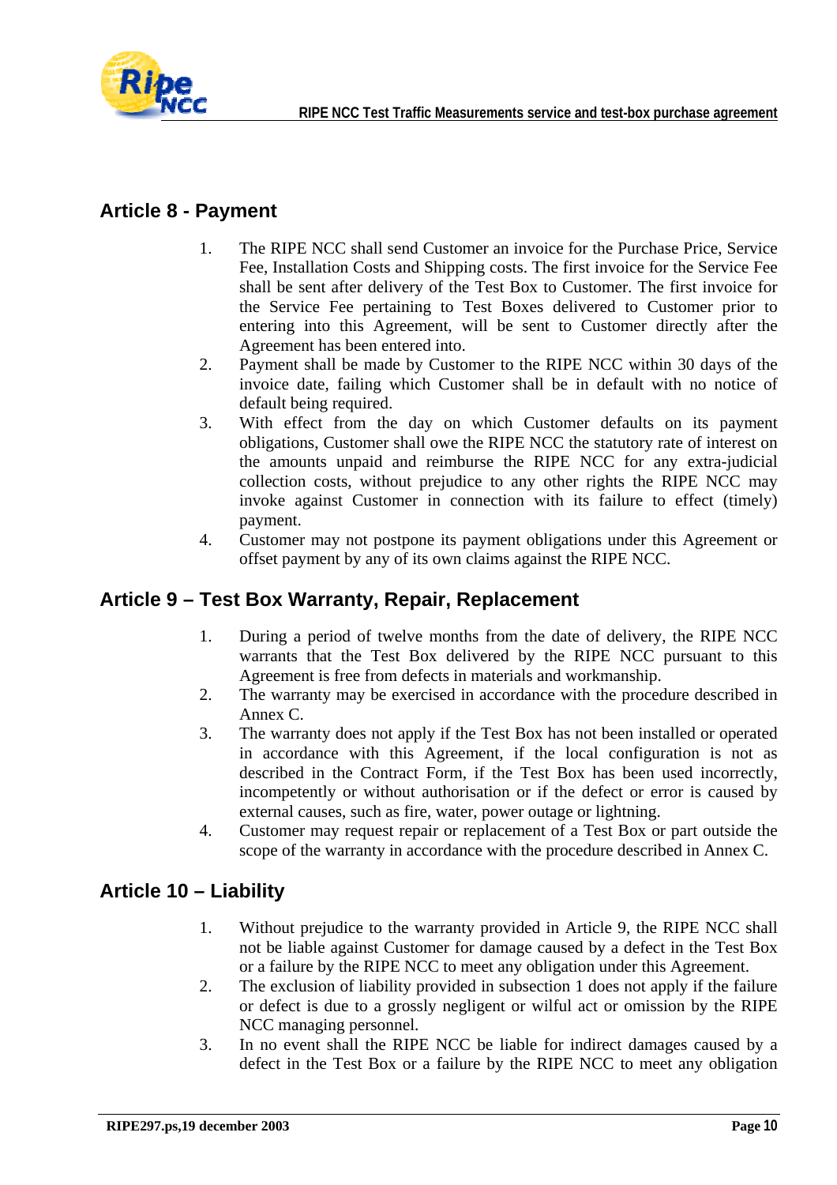## Article 8 - Payment

1. The RIPE NCC shall send Customer an invoice for the Purchase Price, Service Fee, Installation Costs and Shipping costs. The first invoice for the Service Fee shall be sent after delivery of the Test Box to Customer. The first invoice for the Service Fee pertaining to Test Boxes delivered to Customer prior to entering into this Agreement, will be sent to Customer directly after the Agreement has been entered into.
2. Payment shall be made by Customer to the RIPE NCC within 30 days of the invoice date, failing which Customer shall be in default with no notice of default being required.
3. With effect from the day on which Customer defaults on its payment obligations, Customer shall owe the RIPE NCC the statutory rate of interest on the amounts unpaid and reimburse the RIPE NCC for any extra-judicial collection costs, without prejudice to any other rights the RIPE NCC may invoke against Customer in connection with its failure to effect (timely) payment.
4. Customer may not postpone its payment obligations under this Agreement or offset payment by any of its own claims against the RIPE NCC.

## Article 9 – Test Box Warranty, Repair, Replacement

1. During a period of twelve months from the date of delivery, the RIPE NCC warrants that the Test Box delivered by the RIPE NCC pursuant to this Agreement is free from defects in materials and workmanship.
2. The warranty may be exercised in accordance with the procedure described in Annex C.
3. The warranty does not apply if the Test Box has not been installed or operated in accordance with this Agreement, if the local configuration is not as described in the Contract Form, if the Test Box has been used incorrectly, incompetently or without authorisation or if the defect or error is caused by external causes, such as fire, water, power outage or lightning.
4. Customer may request repair or replacement of a Test Box or part outside the scope of the warranty in accordance with the procedure described in Annex C.

## Article 10 – Liability

1. Without prejudice to the warranty provided in Article 9, the RIPE NCC shall not be liable against Customer for damage caused by a defect in the Test Box or a failure by the RIPE NCC to meet any obligation under this Agreement.
2. The exclusion of liability provided in subsection 1 does not apply if the failure or defect is due to a grossly negligent or wilful act or omission by the RIPE NCC managing personnel.
3. In no event shall the RIPE NCC be liable for indirect damages caused by a defect in the Test Box or a failure by the RIPE NCC to meet any obligation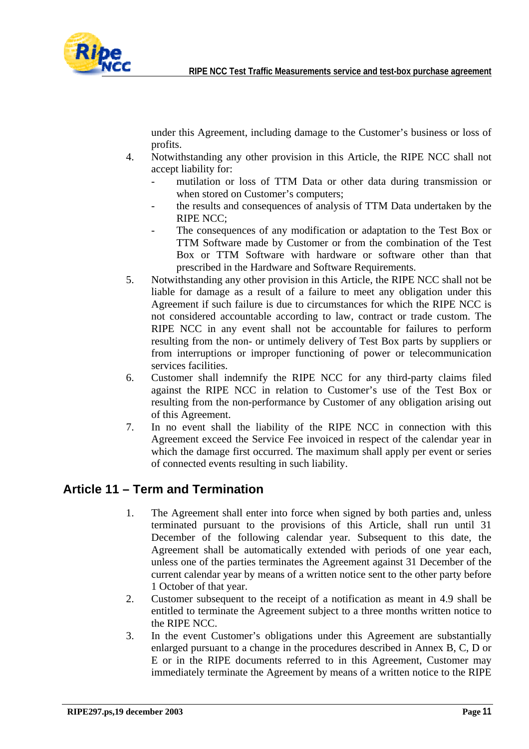under this Agreement, including damage to the Customer's business or loss of profits.

4. Notwithstanding any other provision in this Article, the RIPE NCC shall not accept liability for:
   - mutilation or loss of TTM Data or other data during transmission or when stored on Customer's computers;
   - the results and consequences of analysis of TTM Data undertaken by the RIPE NCC;
   - The consequences of any modification or adaptation to the Test Box or TTM Software made by Customer or from the combination of the Test Box or TTM Software with hardware or software other than that prescribed in the Hardware and Software Requirements.
5. Notwithstanding any other provision in this Article, the RIPE NCC shall not be liable for damage as a result of a failure to meet any obligation under this Agreement if such failure is due to circumstances for which the RIPE NCC is not considered accountable according to law, contract or trade custom. The RIPE NCC in any event shall not be accountable for failures to perform resulting from the non- or untimely delivery of Test Box parts by suppliers or from interruptions or improper functioning of power or telecommunication services facilities.
6. Customer shall indemnify the RIPE NCC for any third-party claims filed against the RIPE NCC in relation to Customer's use of the Test Box or resulting from the non-performance by Customer of any obligation arising out of this Agreement.
7. In no event shall the liability of the RIPE NCC in connection with this Agreement exceed the Service Fee invoiced in respect of the calendar year in which the damage first occurred. The maximum shall apply per event or series of connected events resulting in such liability.

## Article 11 – Term and Termination

1. The Agreement shall enter into force when signed by both parties and, unless terminated pursuant to the provisions of this Article, shall run until 31 December of the following calendar year. Subsequent to this date, the Agreement shall be automatically extended with periods of one year each, unless one of the parties terminates the Agreement against 31 December of the current calendar year by means of a written notice sent to the other party before 1 October of that year.
2. Customer subsequent to the receipt of a notification as meant in 4.9 shall be entitled to terminate the Agreement subject to a three months written notice to the RIPE NCC.
3. In the event Customer's obligations under this Agreement are substantially enlarged pursuant to a change in the procedures described in Annex B, C, D or E or in the RIPE documents referred to in this Agreement, Customer may immediately terminate the Agreement by means of a written notice to the RIPE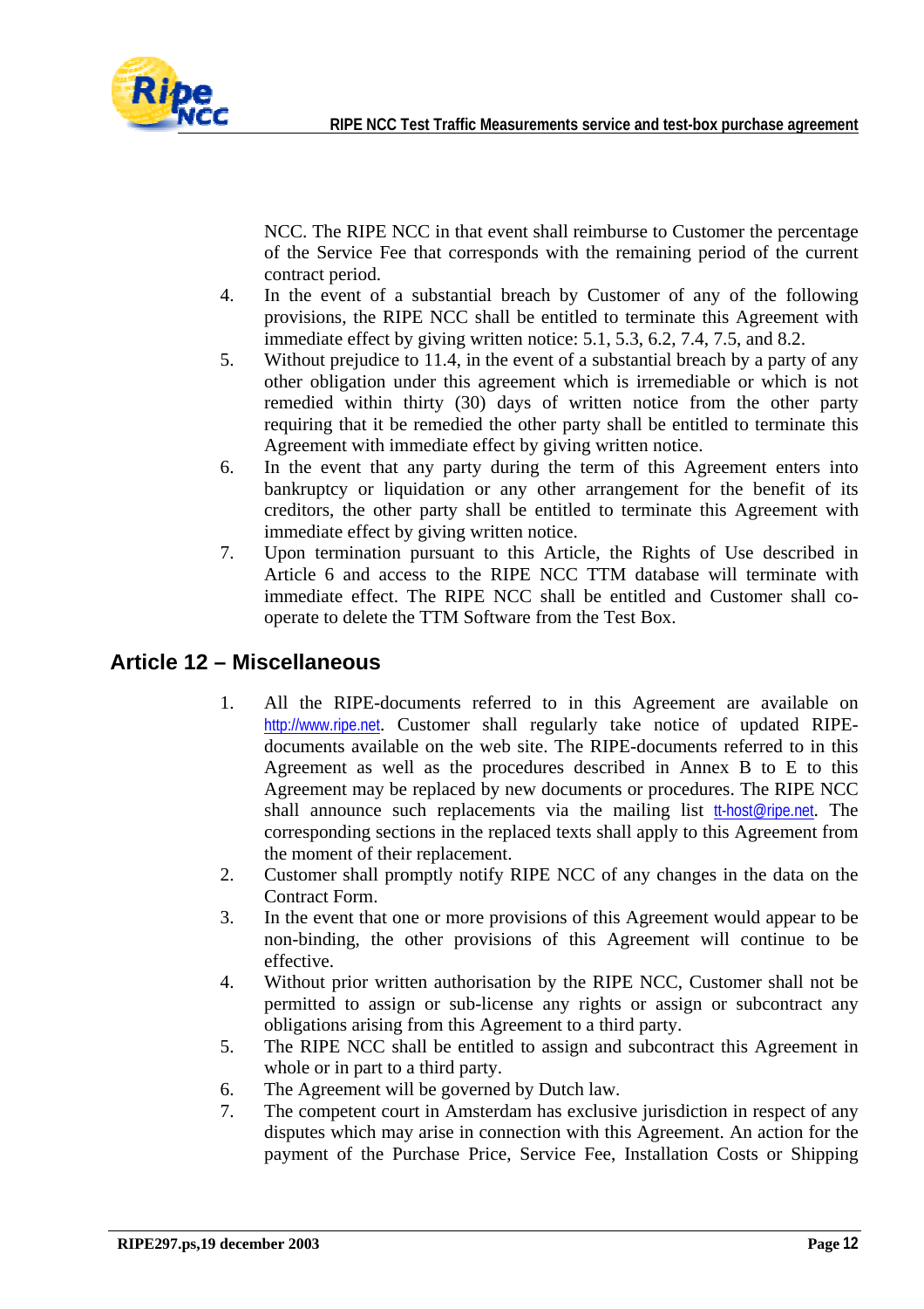NCC. The RIPE NCC in that event shall reimburse to Customer the percentage of the Service Fee that corresponds with the remaining period of the current contract period.

4. In the event of a substantial breach by Customer of any of the following provisions, the RIPE NCC shall be entitled to terminate this Agreement with immediate effect by giving written notice: 5.1, 5.3, 6.2, 7.4, 7.5, and 8.2.
5. Without prejudice to 11.4, in the event of a substantial breach by a party of any other obligation under this agreement which is irremediable or which is not remedied within thirty (30) days of written notice from the other party requiring that it be remedied the other party shall be entitled to terminate this Agreement with immediate effect by giving written notice.
6. In the event that any party during the term of this Agreement enters into bankruptcy or liquidation or any other arrangement for the benefit of its creditors, the other party shall be entitled to terminate this Agreement with immediate effect by giving written notice.
7. Upon termination pursuant to this Article, the Rights of Use described in Article 6 and access to the RIPE NCC TTM database will terminate with immediate effect. The RIPE NCC shall be entitled and Customer shall co-operate to delete the TTM Software from the Test Box.

## Article 12 – Miscellaneous

1. All the RIPE-documents referred to in this Agreement are available on http://www.ripe.net. Customer shall regularly take notice of updated RIPE-documents available on the web site. The RIPE-documents referred to in this Agreement as well as the procedures described in Annex B to E to this Agreement may be replaced by new documents or procedures. The RIPE NCC shall announce such replacements via the mailing list tt-host@ripe.net. The corresponding sections in the replaced texts shall apply to this Agreement from the moment of their replacement.
2. Customer shall promptly notify RIPE NCC of any changes in the data on the Contract Form.
3. In the event that one or more provisions of this Agreement would appear to be non-binding, the other provisions of this Agreement will continue to be effective.
4. Without prior written authorisation by the RIPE NCC, Customer shall not be permitted to assign or sub-license any rights or assign or subcontract any obligations arising from this Agreement to a third party.
5. The RIPE NCC shall be entitled to assign and subcontract this Agreement in whole or in part to a third party.
6. The Agreement will be governed by Dutch law.
7. The competent court in Amsterdam has exclusive jurisdiction in respect of any disputes which may arise in connection with this Agreement. An action for the payment of the Purchase Price, Service Fee, Installation Costs or Shipping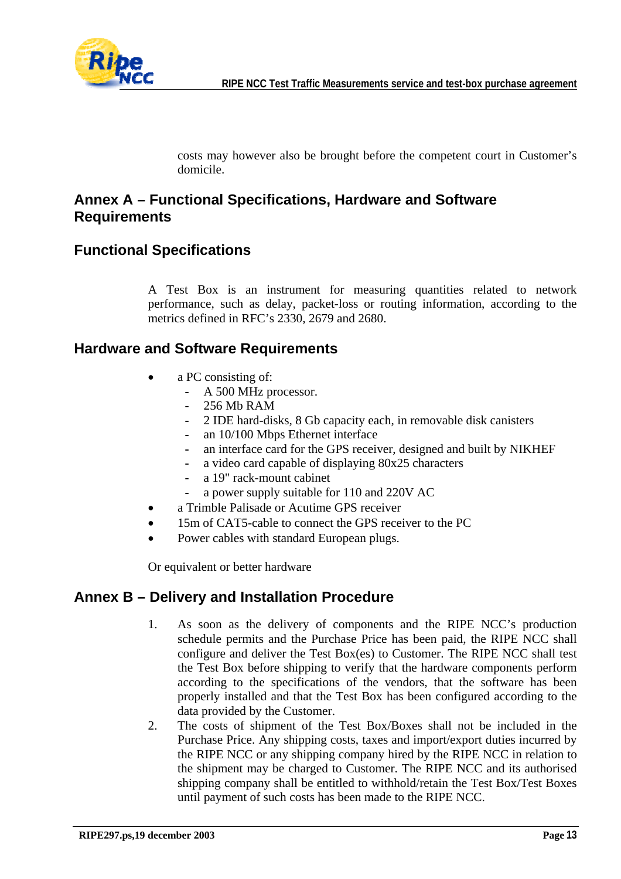costs may however also be brought before the competent court in Customer's domicile.

# Annex A – Functional Specifications, Hardware and Software Requirements

## Functional Specifications

A Test Box is an instrument for measuring quantities related to network performance, such as delay, packet-loss or routing information, according to the metrics defined in RFC's 2330, 2679 and 2680.

## Hardware and Software Requirements

- a PC consisting of:
  - A 500 MHz processor.
  - 256 Mb RAM
  - 2 IDE hard-disks, 8 Gb capacity each, in removable disk canisters
  - an 10/100 Mbps Ethernet interface
  - an interface card for the GPS receiver, designed and built by NIKHEF
  - a video card capable of displaying 80x25 characters
  - a 19" rack-mount cabinet
  - a power supply suitable for 110 and 220V AC
- a Trimble Palisade or Acutime GPS receiver
- 15m of CAT5-cable to connect the GPS receiver to the PC
- Power cables with standard European plugs.

Or equivalent or better hardware

# Annex B – Delivery and Installation Procedure

1. As soon as the delivery of components and the RIPE NCC's production schedule permits and the Purchase Price has been paid, the RIPE NCC shall configure and deliver the Test Box(es) to Customer. The RIPE NCC shall test the Test Box before shipping to verify that the hardware components perform according to the specifications of the vendors, that the software has been properly installed and that the Test Box has been configured according to the data provided by the Customer.
2. The costs of shipment of the Test Box/Boxes shall not be included in the Purchase Price. Any shipping costs, taxes and import/export duties incurred by the RIPE NCC or any shipping company hired by the RIPE NCC in relation to the shipment may be charged to Customer. The RIPE NCC and its authorised shipping company shall be entitled to withhold/retain the Test Box/Test Boxes until payment of such costs has been made to the RIPE NCC.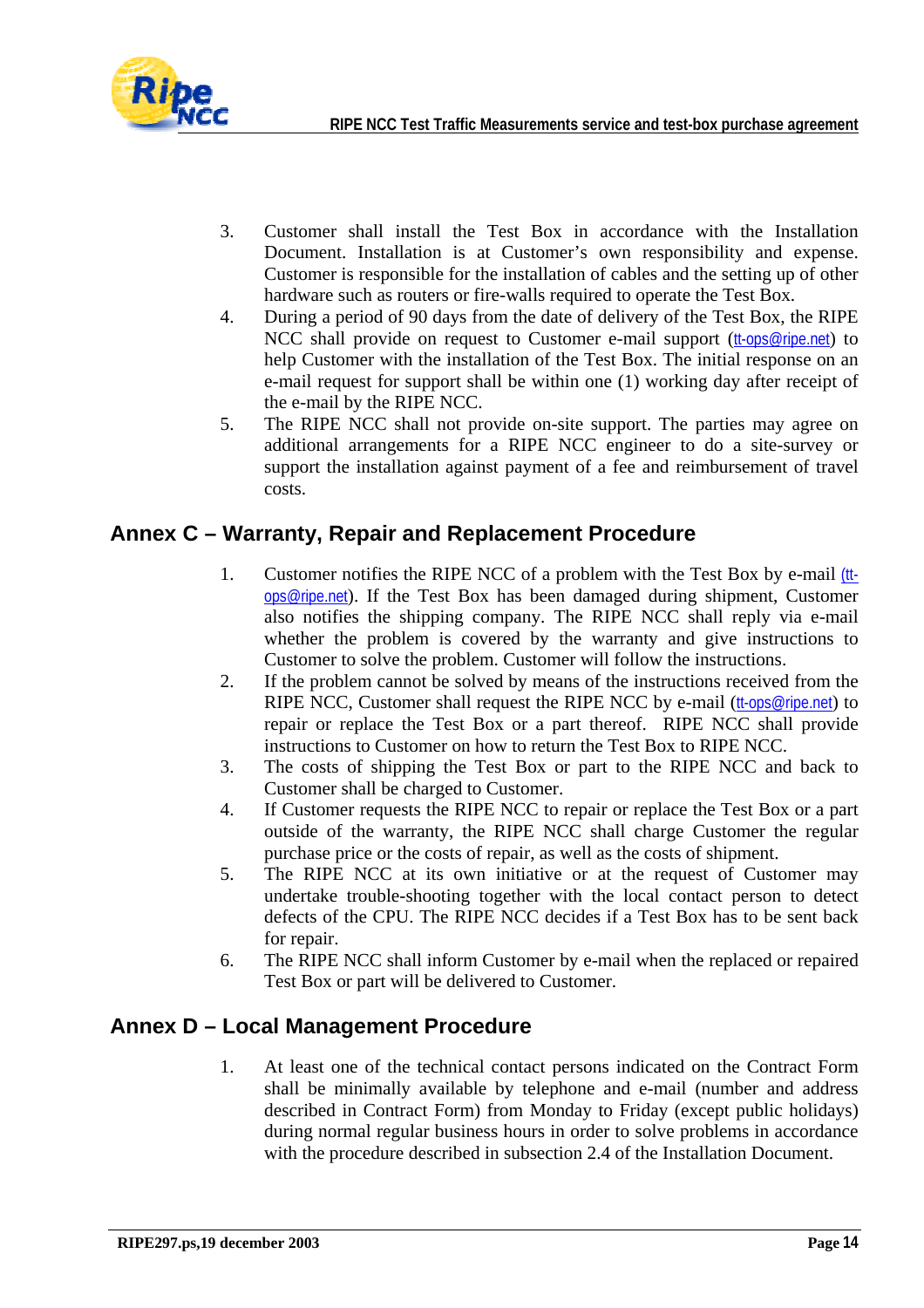3. Customer shall install the Test Box in accordance with the Installation Document. Installation is at Customer's own responsibility and expense. Customer is responsible for the installation of cables and the setting up of other hardware such as routers or fire-walls required to operate the Test Box.
4. During a period of 90 days from the date of delivery of the Test Box, the RIPE NCC shall provide on request to Customer e-mail support (tt-ops@ripe.net) to help Customer with the installation of the Test Box. The initial response on an e-mail request for support shall be within one (1) working day after receipt of the e-mail by the RIPE NCC.
5. The RIPE NCC shall not provide on-site support. The parties may agree on additional arrangements for a RIPE NCC engineer to do a site-survey or support the installation against payment of a fee and reimbursement of travel costs.

## Annex C – Warranty, Repair and Replacement Procedure

1. Customer notifies the RIPE NCC of a problem with the Test Box by e-mail (tt-ops@ripe.net). If the Test Box has been damaged during shipment, Customer also notifies the shipping company. The RIPE NCC shall reply via e-mail whether the problem is covered by the warranty and give instructions to Customer to solve the problem. Customer will follow the instructions.
2. If the problem cannot be solved by means of the instructions received from the RIPE NCC, Customer shall request the RIPE NCC by e-mail (tt-ops@ripe.net) to repair or replace the Test Box or a part thereof. RIPE NCC shall provide instructions to Customer on how to return the Test Box to RIPE NCC.
3. The costs of shipping the Test Box or part to the RIPE NCC and back to Customer shall be charged to Customer.
4. If Customer requests the RIPE NCC to repair or replace the Test Box or a part outside of the warranty, the RIPE NCC shall charge Customer the regular purchase price or the costs of repair, as well as the costs of shipment.
5. The RIPE NCC at its own initiative or at the request of Customer may undertake trouble-shooting together with the local contact person to detect defects of the CPU. The RIPE NCC decides if a Test Box has to be sent back for repair.
6. The RIPE NCC shall inform Customer by e-mail when the replaced or repaired Test Box or part will be delivered to Customer.

## Annex D – Local Management Procedure

1. At least one of the technical contact persons indicated on the Contract Form shall be minimally available by telephone and e-mail (number and address described in Contract Form) from Monday to Friday (except public holidays) during normal regular business hours in order to solve problems in accordance with the procedure described in subsection 2.4 of the Installation Document.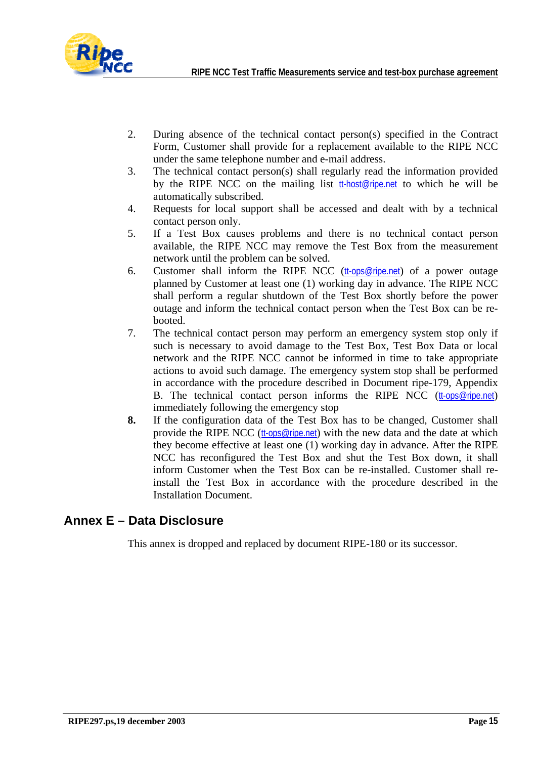2. During absence of the technical contact person(s) specified in the Contract Form, Customer shall provide for a replacement available to the RIPE NCC under the same telephone number and e-mail address.
3. The technical contact person(s) shall regularly read the information provided by the RIPE NCC on the mailing list tt-host@ripe.net to which he will be automatically subscribed.
4. Requests for local support shall be accessed and dealt with by a technical contact person only.
5. If a Test Box causes problems and there is no technical contact person available, the RIPE NCC may remove the Test Box from the measurement network until the problem can be solved.
6. Customer shall inform the RIPE NCC (tt-ops@ripe.net) of a power outage planned by Customer at least one (1) working day in advance. The RIPE NCC shall perform a regular shutdown of the Test Box shortly before the power outage and inform the technical contact person when the Test Box can be re-booted.
7. The technical contact person may perform an emergency system stop only if such is necessary to avoid damage to the Test Box, Test Box Data or local network and the RIPE NCC cannot be informed in time to take appropriate actions to avoid such damage. The emergency system stop shall be performed in accordance with the procedure described in Document ripe-179, Appendix B. The technical contact person informs the RIPE NCC (tt-ops@ripe.net) immediately following the emergency stop
8. If the configuration data of the Test Box has to be changed, Customer shall provide the RIPE NCC (tt-ops@ripe.net) with the new data and the date at which they become effective at least one (1) working day in advance. After the RIPE NCC has reconfigured the Test Box and shut the Test Box down, it shall inform Customer when the Test Box can be re-installed. Customer shall re-install the Test Box in accordance with the procedure described in the Installation Document.

## Annex E – Data Disclosure

This annex is dropped and replaced by document RIPE-180 or its successor.